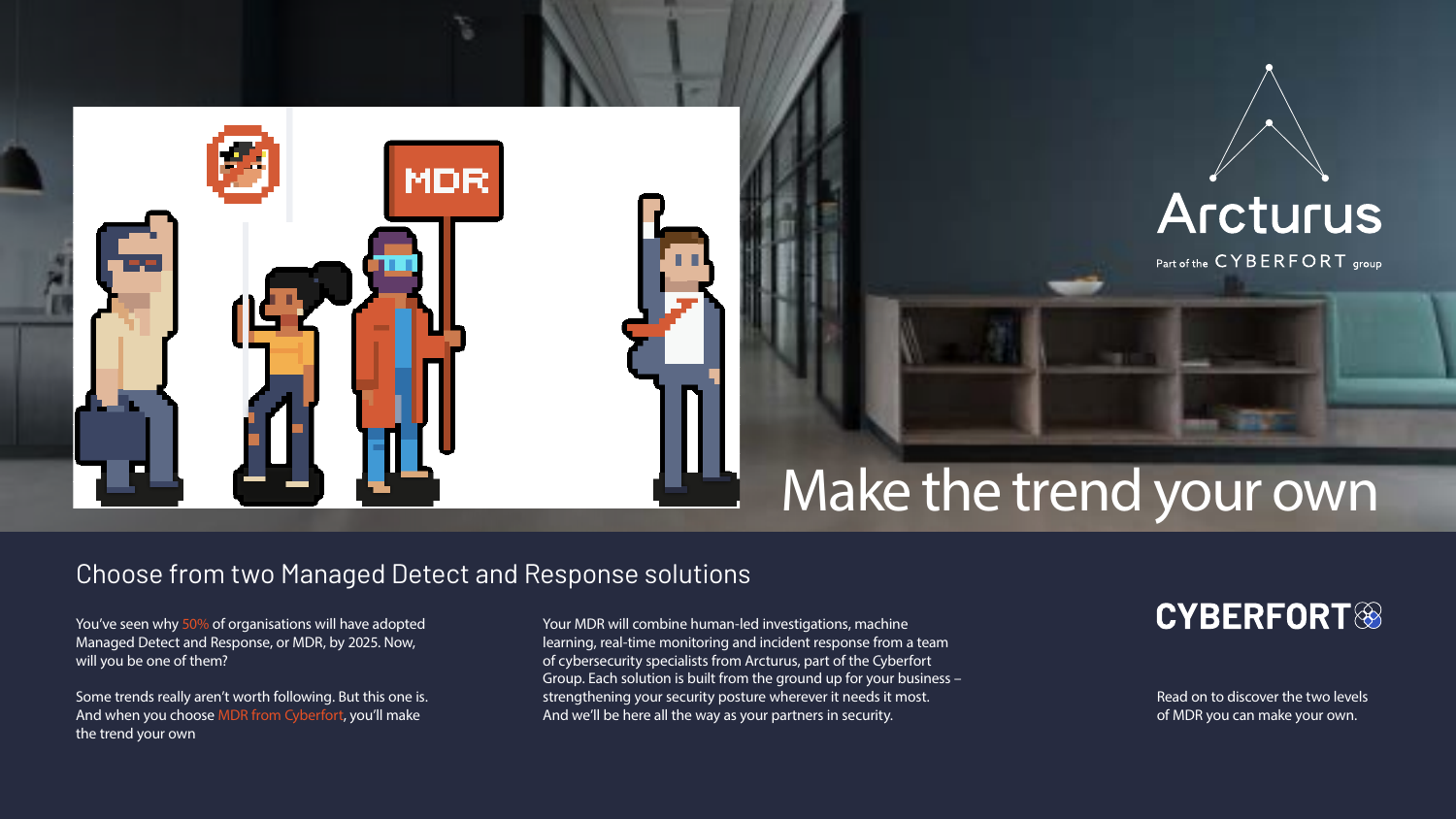Arcturus

Part of the CYBERFORT group

# Make the trend your own

## Choose from two Managed Detect and Response solutions

You've seen why 50% of organisations will have adopted Managed Detect and Response, or MDR, by 2025. Now, will you be one of them?

Some trends really aren't worth following. But this one is. And when you choose MDR from Cyberfort, you'll make the trend your own

Your MDR will combine human-led investigations, machine learning, real-time monitoring and incident response from a team of cybersecurity specialists from Arcturus, part of the Cyberfort Group. Each solution is built from the ground up for your business – strengthening your security posture wherever it needs it most. And we'll be here all the way as your partners in security.

**CYBERFORT**

Read on to discover the two levels of MDR you can make your own.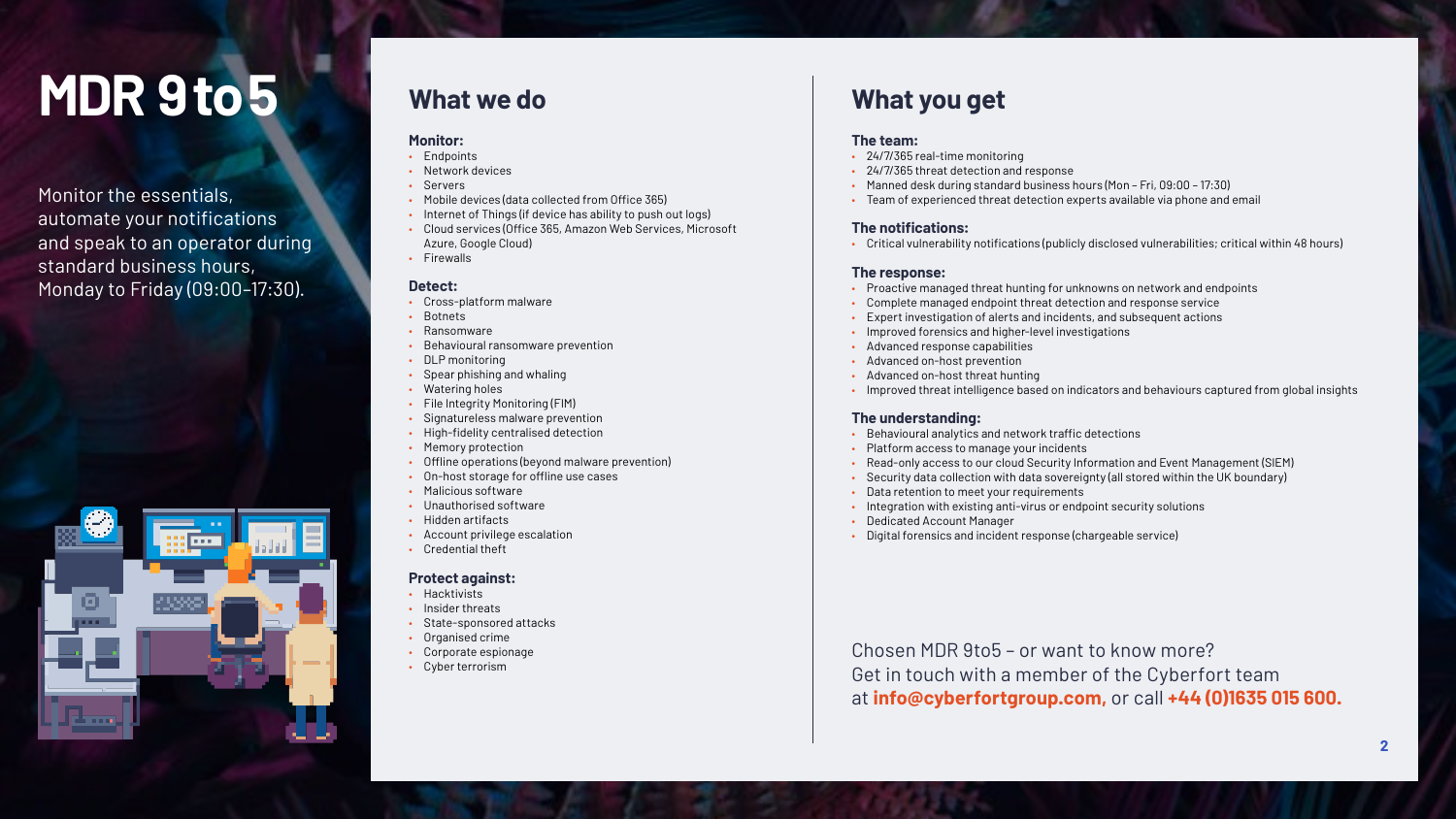# MDR 9 to 5

Monitor the essentials, automate your notifications and speak to an operator during standard business hours, Monday to Friday (09:00–17:30).

## What we do

**Monitor:**

- Endpoints
- Network devices
- Servers
- Mobile devices (data collected from Office 365)
- Internet of Things (if device has ability to push out logs)
- Cloud services (Office 365, Amazon Web Services, Microsoft Azure, Google Cloud)
- Firewalls

**Detect:**

- Cross-platform malware
- Botnets
- Ransomware
- Behavioural ransomware prevention
- DLP monitoring
- Spear phishing and whaling
- Watering holes
- File Integrity Monitoring (FIM)
- Signatureless malware prevention
- High-fidelity centralised detection
- Memory protection
- Offline operations (beyond malware prevention)
- On-host storage for offline use cases
- Malicious software
- Unauthorised software
- Hidden artifacts
- Account privilege escalation
- Credential theft

**Protect against:**

- Hacktivists
- Insider threats
- State-sponsored attacks
- Organised crime
- Corporate espionage
- Cyber terrorism

## What you get

**The team:**

- 24/7/365 real-time monitoring
- 24/7/365 threat detection and response
- Manned desk during standard business hours (Mon – Fri, 09:00 – 17:30)
- Team of experienced threat detection experts available via phone and email

**The notifications:**

- Critical vulnerability notifications (publicly disclosed vulnerabilities; critical within 48 hours)

**The response:**

- Proactive managed threat hunting for unknowns on network and endpoints
- Complete managed endpoint threat detection and response service
- Expert investigation of alerts and incidents, and subsequent actions
- Improved forensics and higher-level investigations
- Advanced response capabilities
- Advanced on-host prevention
- Advanced on-host threat hunting
- Improved threat intelligence based on indicators and behaviours captured from global insights

**The understanding:**

- Behavioural analytics and network traffic detections
- Platform access to manage your incidents
- Read-only access to our cloud Security Information and Event Management (SIEM)
- Security data collection with data sovereignty (all stored within the UK boundary)
- Data retention to meet your requirements
- Integration with existing anti-virus or endpoint security solutions
- Dedicated Account Manager
- Digital forensics and incident response (chargeable service)

Chosen MDR 9to5 – or want to know more? Get in touch with a member of the Cyberfort team at **info@cyberfortgroup.com,** or call **+44 (0)1635 015 600.**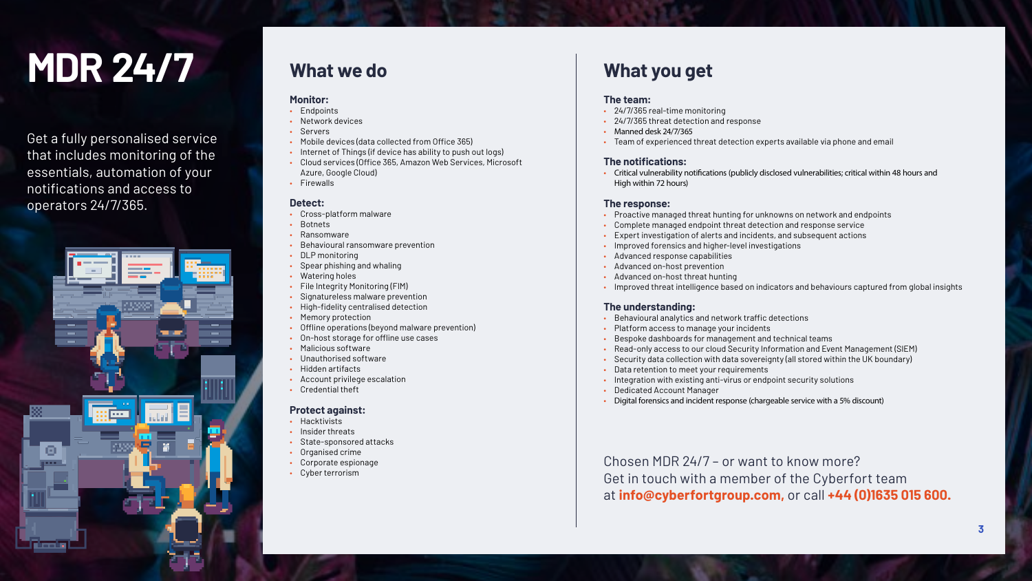# MDR 24/7

Get a fully personalised service that includes monitoring of the essentials, automation of your notifications and access to operators 24/7/365.

## What we do

**Monitor:**

- Endpoints
- Network devices
- Servers
- Mobile devices (data collected from Office 365)
- Internet of Things (if device has ability to push out logs)
- Cloud services (Office 365, Amazon Web Services, Microsoft Azure, Google Cloud)
- Firewalls

**Detect:**

- Cross-platform malware
- Botnets
- Ransomware
- Behavioural ransomware prevention
- DLP monitoring
- Spear phishing and whaling
- Watering holes
- File Integrity Monitoring (FIM)
- Signatureless malware prevention
- High-fidelity centralised detection
- Memory protection
- Offline operations (beyond malware prevention)
- On-host storage for offline use cases
- Malicious software
- Unauthorised software
- Hidden artifacts
- Account privilege escalation
- Credential theft

**Protect against:**

- Hacktivists
- Insider threats
- State-sponsored attacks
- Organised crime
- Corporate espionage
- Cyber terrorism

## What you get

**The team:**

- 24/7/365 real-time monitoring
- 24/7/365 threat detection and response
- Manned desk 24/7/365
- Team of experienced threat detection experts available via phone and email

**The notifications:**

- Critical vulnerability notifications (publicly disclosed vulnerabilities; critical within 48 hours and High within 72 hours)

**The response:**

- Proactive managed threat hunting for unknowns on network and endpoints
- Complete managed endpoint threat detection and response service
- Expert investigation of alerts and incidents, and subsequent actions
- Improved forensics and higher-level investigations
- Advanced response capabilities
- Advanced on-host prevention
- Advanced on-host threat hunting
- Improved threat intelligence based on indicators and behaviours captured from global insights

**The understanding:**

- Behavioural analytics and network traffic detections
- Platform access to manage your incidents
- Bespoke dashboards for management and technical teams
- Read-only access to our cloud Security Information and Event Management (SIEM)
- Security data collection with data sovereignty (all stored within the UK boundary)
- Data retention to meet your requirements
- Integration with existing anti-virus or endpoint security solutions
- Dedicated Account Manager
- Digital forensics and incident response (chargeable service with a 5% discount)

Chosen MDR 24/7 – or want to know more?
Get in touch with a member of the Cyberfort team at **info@cyberfortgroup.com,** or call **+44 (0)1635 015 600.**